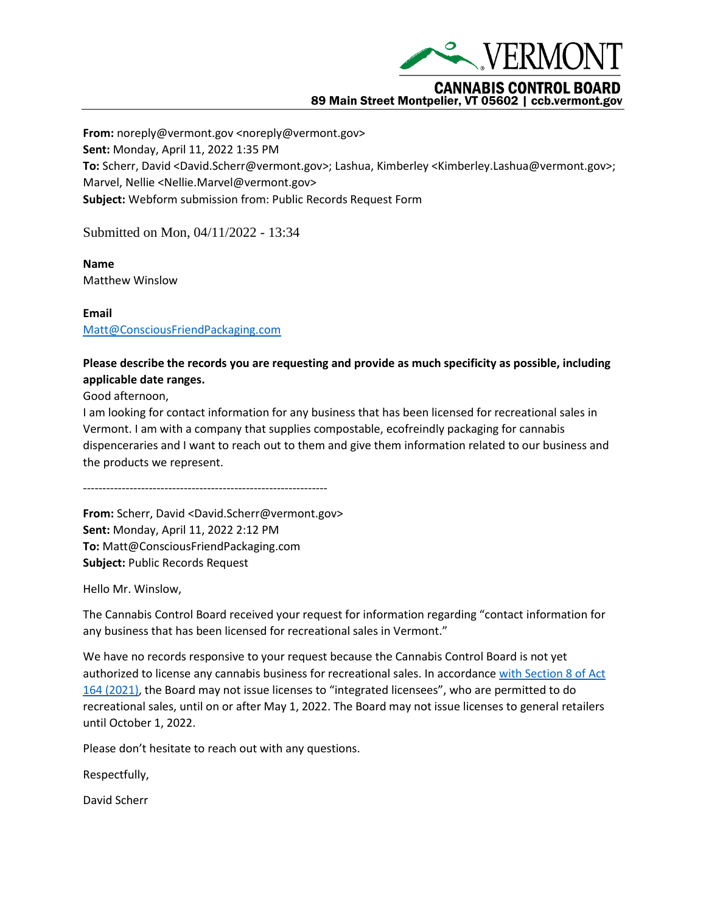VERMONT

**CANNABIS CONTROL BOARD**
**89 Main Street Montpelier, VT 05602 | ccb.vermont.gov**

---

**From:** noreply@vermont.gov <noreply@vermont.gov>
**Sent:** Monday, April 11, 2022 1:35 PM
**To:** Scherr, David <David.Scherr@vermont.gov>; Lashua, Kimberley <Kimberley.Lashua@vermont.gov>; Marvel, Nellie <Nellie.Marvel@vermont.gov>
**Subject:** Webform submission from: Public Records Request Form

Submitted on Mon, 04/11/2022 - 13:34

**Name**
Matthew Winslow

**Email**
[Matt@ConsciousFriendPackaging.com](mailto:Matt@ConsciousFriendPackaging.com)

**Please describe the records you are requesting and provide as much specificity as possible, including applicable date ranges.**
Good afternoon,
I am looking for contact information for any business that has been licensed for recreational sales in Vermont. I am with a company that supplies compostable, ecofreindly packaging for cannabis dispenceraries and I want to reach out to them and give them information related to our business and the products we represent.

---------------------------------------------------------------

**From:** Scherr, David <David.Scherr@vermont.gov>
**Sent:** Monday, April 11, 2022 2:12 PM
**To:** Matt@ConsciousFriendPackaging.com
**Subject:** Public Records Request

Hello Mr. Winslow,

The Cannabis Control Board received your request for information regarding "contact information for any business that has been licensed for recreational sales in Vermont."

We have no records responsive to your request because the Cannabis Control Board is not yet authorized to license any cannabis business for recreational sales. In accordance with Section 8 of Act 164 (2021), the Board may not issue licenses to "integrated licensees", who are permitted to do recreational sales, until on or after May 1, 2022. The Board may not issue licenses to general retailers until October 1, 2022.

Please don't hesitate to reach out with any questions.

Respectfully,

David Scherr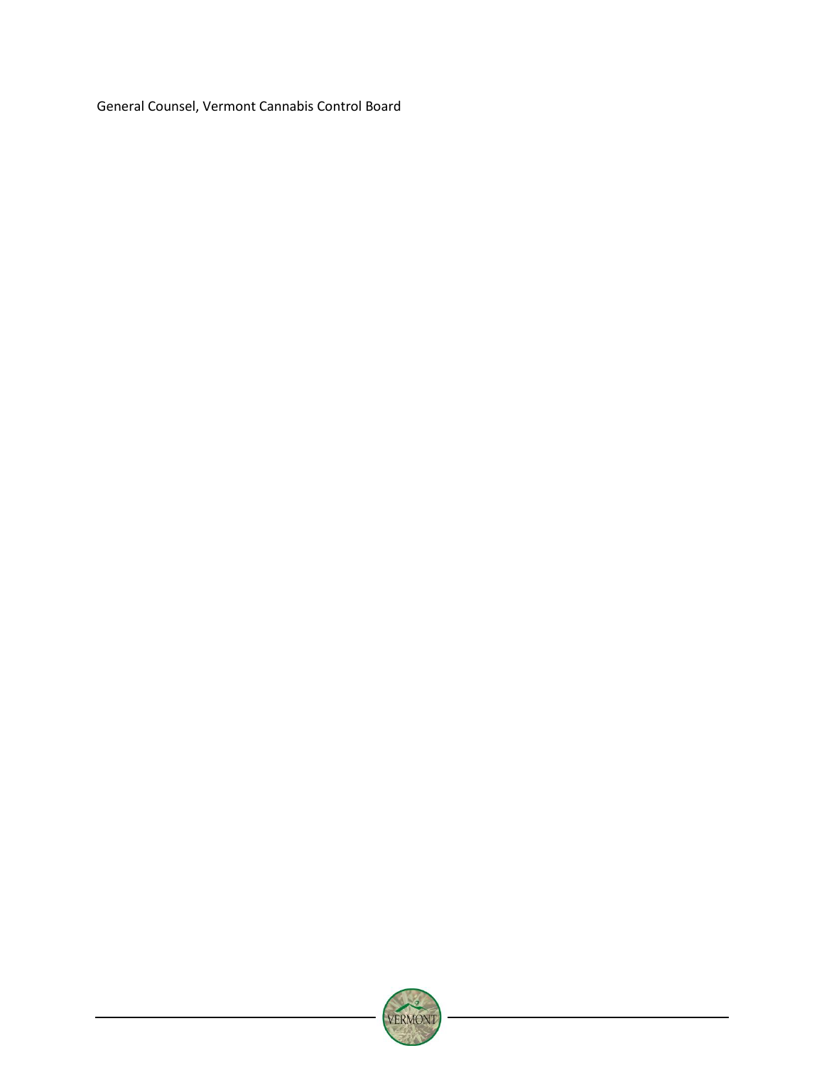General Counsel, Vermont Cannabis Control Board